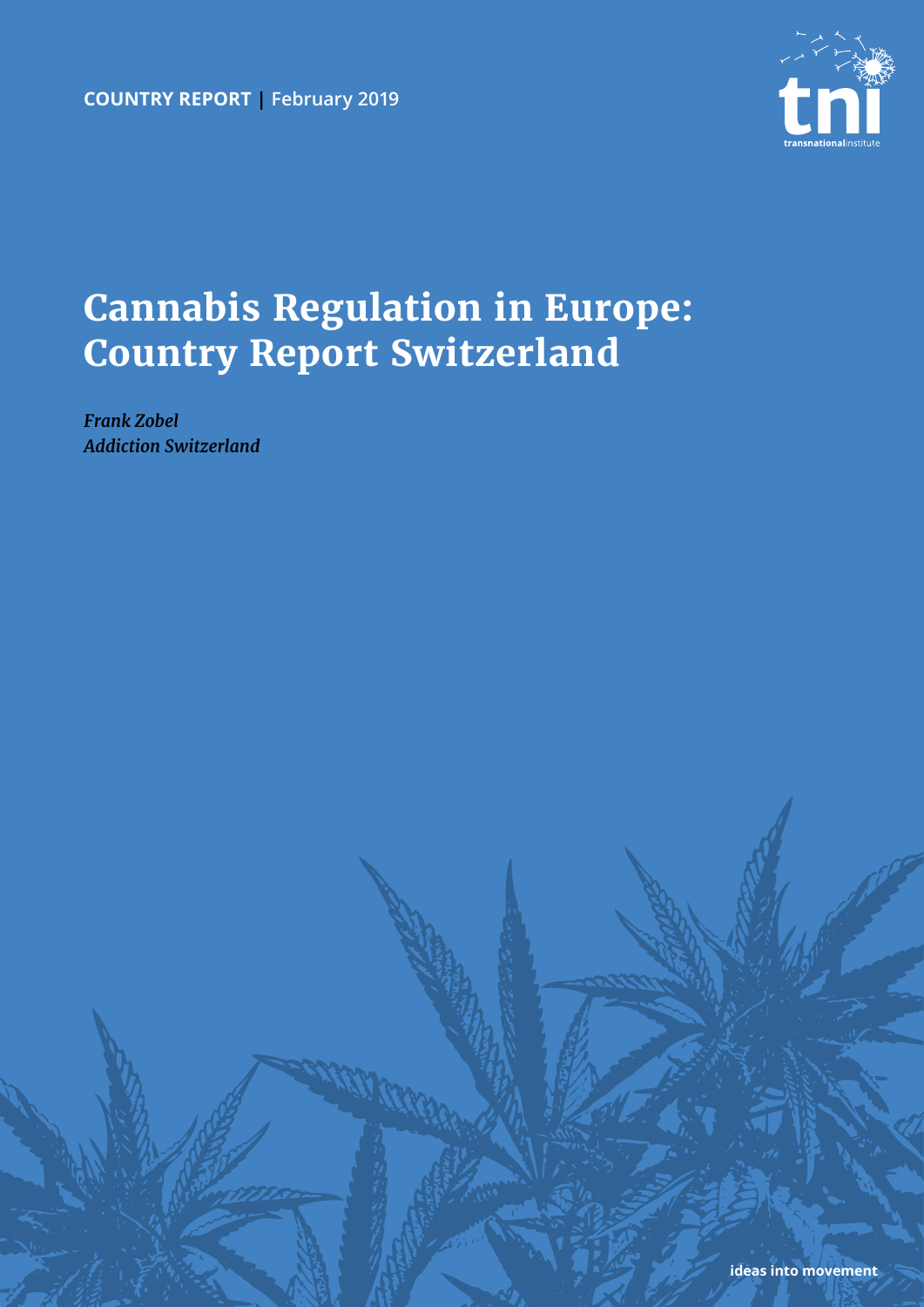**COUNTRY REPORT** | February 2019

tni transnationalinstitute

# Cannabis Regulation in Europe: Country Report Switzerland

*Frank Zobel*
*Addiction Switzerland*

ideas into movement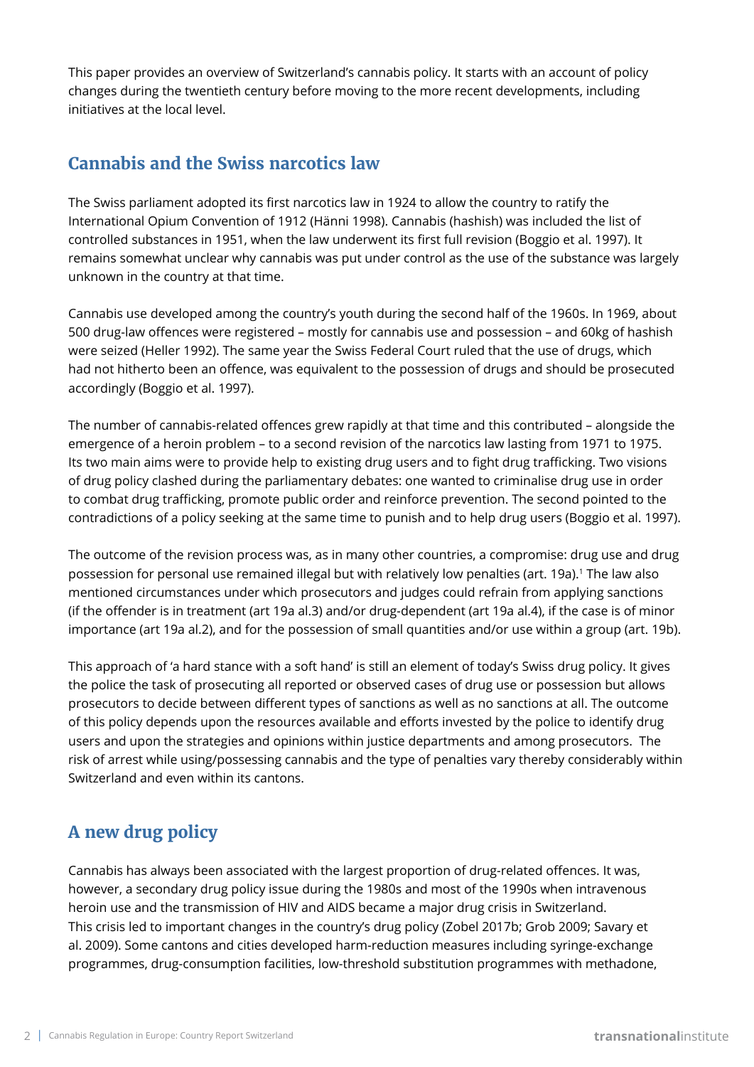This paper provides an overview of Switzerland's cannabis policy. It starts with an account of policy changes during the twentieth century before moving to the more recent developments, including initiatives at the local level.

## Cannabis and the Swiss narcotics law

The Swiss parliament adopted its first narcotics law in 1924 to allow the country to ratify the International Opium Convention of 1912 (Hänni 1998). Cannabis (hashish) was included the list of controlled substances in 1951, when the law underwent its first full revision (Boggio et al. 1997). It remains somewhat unclear why cannabis was put under control as the use of the substance was largely unknown in the country at that time.

Cannabis use developed among the country's youth during the second half of the 1960s. In 1969, about 500 drug-law offences were registered – mostly for cannabis use and possession – and 60kg of hashish were seized (Heller 1992). The same year the Swiss Federal Court ruled that the use of drugs, which had not hitherto been an offence, was equivalent to the possession of drugs and should be prosecuted accordingly (Boggio et al. 1997).

The number of cannabis-related offences grew rapidly at that time and this contributed – alongside the emergence of a heroin problem – to a second revision of the narcotics law lasting from 1971 to 1975. Its two main aims were to provide help to existing drug users and to fight drug trafficking. Two visions of drug policy clashed during the parliamentary debates: one wanted to criminalise drug use in order to combat drug trafficking, promote public order and reinforce prevention. The second pointed to the contradictions of a policy seeking at the same time to punish and to help drug users (Boggio et al. 1997).

The outcome of the revision process was, as in many other countries, a compromise: drug use and drug possession for personal use remained illegal but with relatively low penalties (art. 19a).[1] The law also mentioned circumstances under which prosecutors and judges could refrain from applying sanctions (if the offender is in treatment (art 19a al.3) and/or drug-dependent (art 19a al.4), if the case is of minor importance (art 19a al.2), and for the possession of small quantities and/or use within a group (art. 19b).

This approach of 'a hard stance with a soft hand' is still an element of today's Swiss drug policy. It gives the police the task of prosecuting all reported or observed cases of drug use or possession but allows prosecutors to decide between different types of sanctions as well as no sanctions at all. The outcome of this policy depends upon the resources available and efforts invested by the police to identify drug users and upon the strategies and opinions within justice departments and among prosecutors. The risk of arrest while using/possessing cannabis and the type of penalties vary thereby considerably within Switzerland and even within its cantons.

## A new drug policy

Cannabis has always been associated with the largest proportion of drug-related offences. It was, however, a secondary drug policy issue during the 1980s and most of the 1990s when intravenous heroin use and the transmission of HIV and AIDS became a major drug crisis in Switzerland. This crisis led to important changes in the country's drug policy (Zobel 2017b; Grob 2009; Savary et al. 2009). Some cantons and cities developed harm-reduction measures including syringe-exchange programmes, drug-consumption facilities, low-threshold substitution programmes with methadone,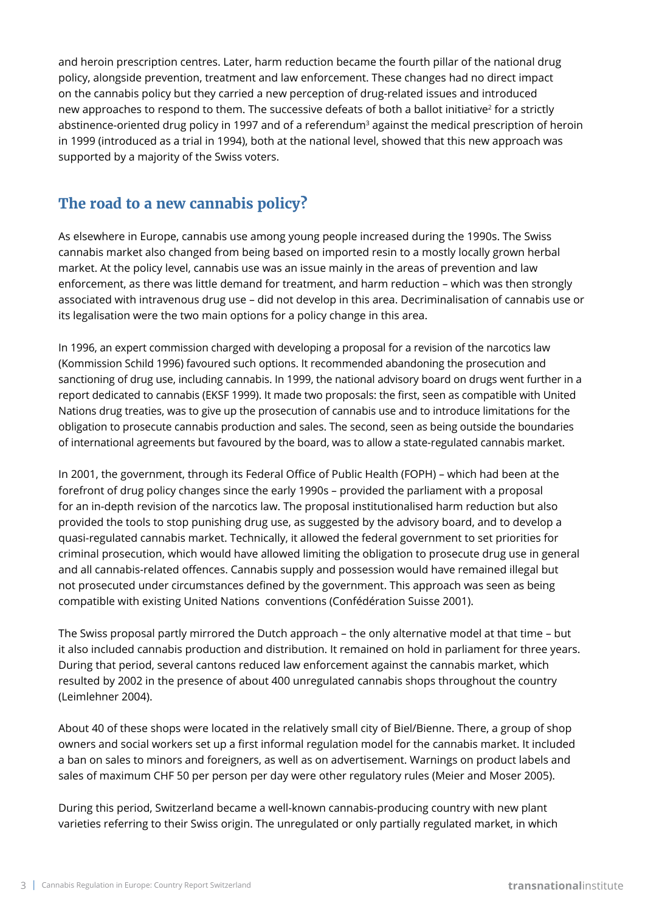and heroin prescription centres. Later, harm reduction became the fourth pillar of the national drug policy, alongside prevention, treatment and law enforcement. These changes had no direct impact on the cannabis policy but they carried a new perception of drug-related issues and introduced new approaches to respond to them. The successive defeats of both a ballot initiative[2] for a strictly abstinence-oriented drug policy in 1997 and of a referendum[3] against the medical prescription of heroin in 1999 (introduced as a trial in 1994), both at the national level, showed that this new approach was supported by a majority of the Swiss voters.

## The road to a new cannabis policy?

As elsewhere in Europe, cannabis use among young people increased during the 1990s. The Swiss cannabis market also changed from being based on imported resin to a mostly locally grown herbal market. At the policy level, cannabis use was an issue mainly in the areas of prevention and law enforcement, as there was little demand for treatment, and harm reduction – which was then strongly associated with intravenous drug use – did not develop in this area. Decriminalisation of cannabis use or its legalisation were the two main options for a policy change in this area.

In 1996, an expert commission charged with developing a proposal for a revision of the narcotics law (Kommission Schild 1996) favoured such options. It recommended abandoning the prosecution and sanctioning of drug use, including cannabis. In 1999, the national advisory board on drugs went further in a report dedicated to cannabis (EKSF 1999). It made two proposals: the first, seen as compatible with United Nations drug treaties, was to give up the prosecution of cannabis use and to introduce limitations for the obligation to prosecute cannabis production and sales. The second, seen as being outside the boundaries of international agreements but favoured by the board, was to allow a state-regulated cannabis market.

In 2001, the government, through its Federal Office of Public Health (FOPH) – which had been at the forefront of drug policy changes since the early 1990s – provided the parliament with a proposal for an in-depth revision of the narcotics law. The proposal institutionalised harm reduction but also provided the tools to stop punishing drug use, as suggested by the advisory board, and to develop a quasi-regulated cannabis market. Technically, it allowed the federal government to set priorities for criminal prosecution, which would have allowed limiting the obligation to prosecute drug use in general and all cannabis-related offences. Cannabis supply and possession would have remained illegal but not prosecuted under circumstances defined by the government. This approach was seen as being compatible with existing United Nations conventions (Confédération Suisse 2001).

The Swiss proposal partly mirrored the Dutch approach – the only alternative model at that time – but it also included cannabis production and distribution. It remained on hold in parliament for three years. During that period, several cantons reduced law enforcement against the cannabis market, which resulted by 2002 in the presence of about 400 unregulated cannabis shops throughout the country (Leimlehner 2004).

About 40 of these shops were located in the relatively small city of Biel/Bienne. There, a group of shop owners and social workers set up a first informal regulation model for the cannabis market. It included a ban on sales to minors and foreigners, as well as on advertisement. Warnings on product labels and sales of maximum CHF 50 per person per day were other regulatory rules (Meier and Moser 2005).

During this period, Switzerland became a well-known cannabis-producing country with new plant varieties referring to their Swiss origin. The unregulated or only partially regulated market, in which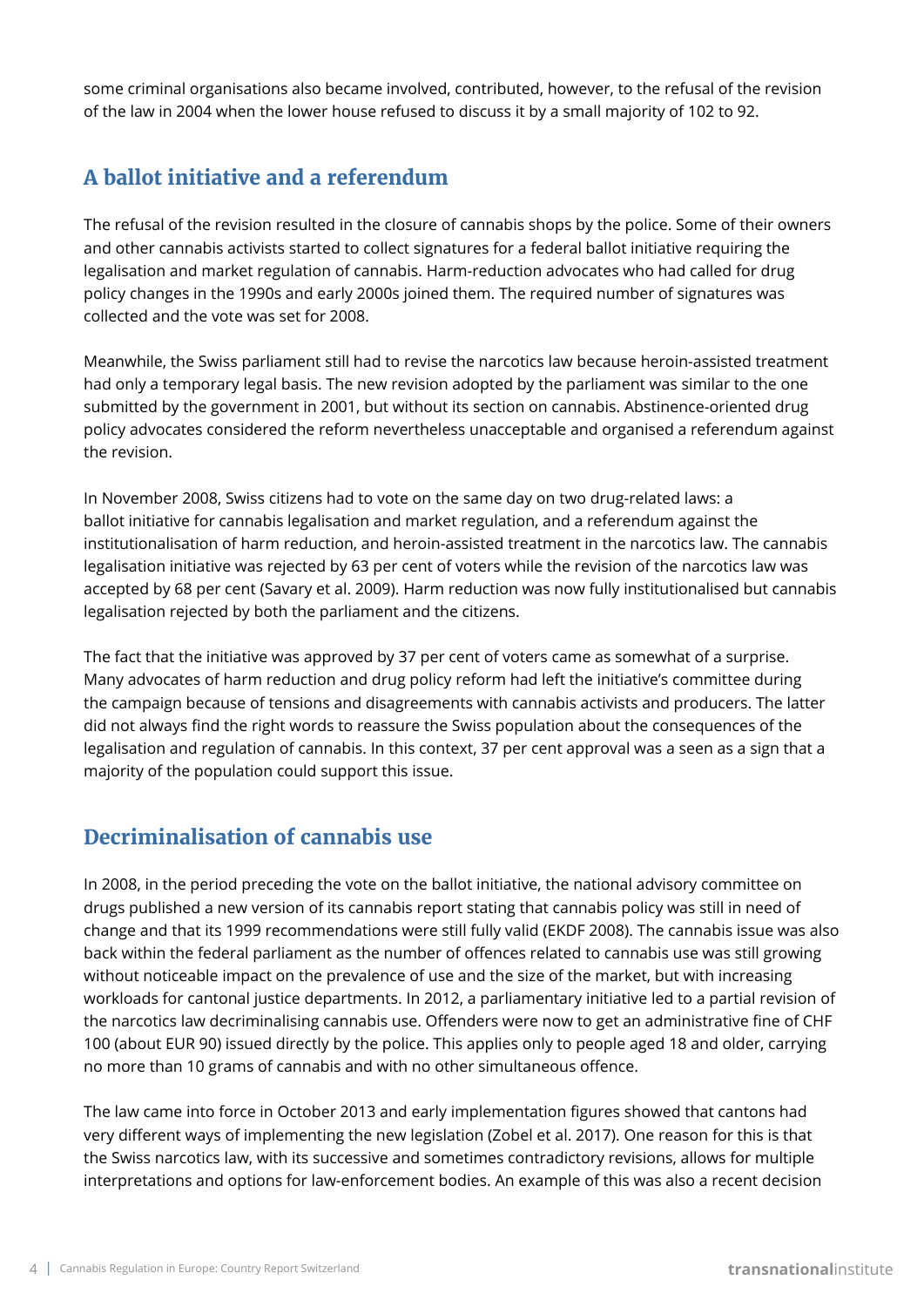some criminal organisations also became involved, contributed, however, to the refusal of the revision of the law in 2004 when the lower house refused to discuss it by a small majority of 102 to 92.

## A ballot initiative and a referendum

The refusal of the revision resulted in the closure of cannabis shops by the police. Some of their owners and other cannabis activists started to collect signatures for a federal ballot initiative requiring the legalisation and market regulation of cannabis. Harm-reduction advocates who had called for drug policy changes in the 1990s and early 2000s joined them. The required number of signatures was collected and the vote was set for 2008.

Meanwhile, the Swiss parliament still had to revise the narcotics law because heroin-assisted treatment had only a temporary legal basis. The new revision adopted by the parliament was similar to the one submitted by the government in 2001, but without its section on cannabis. Abstinence-oriented drug policy advocates considered the reform nevertheless unacceptable and organised a referendum against the revision.

In November 2008, Swiss citizens had to vote on the same day on two drug-related laws: a ballot initiative for cannabis legalisation and market regulation, and a referendum against the institutionalisation of harm reduction, and heroin-assisted treatment in the narcotics law. The cannabis legalisation initiative was rejected by 63 per cent of voters while the revision of the narcotics law was accepted by 68 per cent (Savary et al. 2009). Harm reduction was now fully institutionalised but cannabis legalisation rejected by both the parliament and the citizens.

The fact that the initiative was approved by 37 per cent of voters came as somewhat of a surprise. Many advocates of harm reduction and drug policy reform had left the initiative's committee during the campaign because of tensions and disagreements with cannabis activists and producers. The latter did not always find the right words to reassure the Swiss population about the consequences of the legalisation and regulation of cannabis. In this context, 37 per cent approval was a seen as a sign that a majority of the population could support this issue.

## Decriminalisation of cannabis use

In 2008, in the period preceding the vote on the ballot initiative, the national advisory committee on drugs published a new version of its cannabis report stating that cannabis policy was still in need of change and that its 1999 recommendations were still fully valid (EKDF 2008). The cannabis issue was also back within the federal parliament as the number of offences related to cannabis use was still growing without noticeable impact on the prevalence of use and the size of the market, but with increasing workloads for cantonal justice departments. In 2012, a parliamentary initiative led to a partial revision of the narcotics law decriminalising cannabis use. Offenders were now to get an administrative fine of CHF 100 (about EUR 90) issued directly by the police. This applies only to people aged 18 and older, carrying no more than 10 grams of cannabis and with no other simultaneous offence.

The law came into force in October 2013 and early implementation figures showed that cantons had very different ways of implementing the new legislation (Zobel et al. 2017). One reason for this is that the Swiss narcotics law, with its successive and sometimes contradictory revisions, allows for multiple interpretations and options for law-enforcement bodies. An example of this was also a recent decision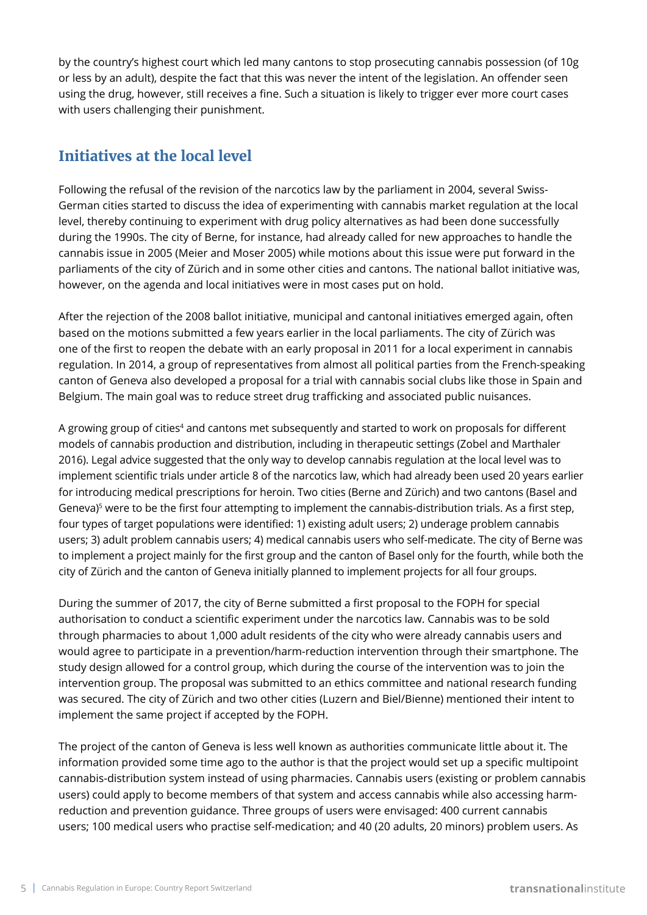by the country's highest court which led many cantons to stop prosecuting cannabis possession (of 10g or less by an adult), despite the fact that this was never the intent of the legislation. An offender seen using the drug, however, still receives a fine. Such a situation is likely to trigger ever more court cases with users challenging their punishment.

## Initiatives at the local level

Following the refusal of the revision of the narcotics law by the parliament in 2004, several Swiss-German cities started to discuss the idea of experimenting with cannabis market regulation at the local level, thereby continuing to experiment with drug policy alternatives as had been done successfully during the 1990s. The city of Berne, for instance, had already called for new approaches to handle the cannabis issue in 2005 (Meier and Moser 2005) while motions about this issue were put forward in the parliaments of the city of Zürich and in some other cities and cantons. The national ballot initiative was, however, on the agenda and local initiatives were in most cases put on hold.

After the rejection of the 2008 ballot initiative, municipal and cantonal initiatives emerged again, often based on the motions submitted a few years earlier in the local parliaments. The city of Zürich was one of the first to reopen the debate with an early proposal in 2011 for a local experiment in cannabis regulation. In 2014, a group of representatives from almost all political parties from the French-speaking canton of Geneva also developed a proposal for a trial with cannabis social clubs like those in Spain and Belgium. The main goal was to reduce street drug trafficking and associated public nuisances.

A growing group of cities[4] and cantons met subsequently and started to work on proposals for different models of cannabis production and distribution, including in therapeutic settings (Zobel and Marthaler 2016). Legal advice suggested that the only way to develop cannabis regulation at the local level was to implement scientific trials under article 8 of the narcotics law, which had already been used 20 years earlier for introducing medical prescriptions for heroin. Two cities (Berne and Zürich) and two cantons (Basel and Geneva)[5] were to be the first four attempting to implement the cannabis-distribution trials. As a first step, four types of target populations were identified: 1) existing adult users; 2) underage problem cannabis users; 3) adult problem cannabis users; 4) medical cannabis users who self-medicate. The city of Berne was to implement a project mainly for the first group and the canton of Basel only for the fourth, while both the city of Zürich and the canton of Geneva initially planned to implement projects for all four groups.

During the summer of 2017, the city of Berne submitted a first proposal to the FOPH for special authorisation to conduct a scientific experiment under the narcotics law. Cannabis was to be sold through pharmacies to about 1,000 adult residents of the city who were already cannabis users and would agree to participate in a prevention/harm-reduction intervention through their smartphone. The study design allowed for a control group, which during the course of the intervention was to join the intervention group. The proposal was submitted to an ethics committee and national research funding was secured. The city of Zürich and two other cities (Luzern and Biel/Bienne) mentioned their intent to implement the same project if accepted by the FOPH.

The project of the canton of Geneva is less well known as authorities communicate little about it. The information provided some time ago to the author is that the project would set up a specific multipoint cannabis-distribution system instead of using pharmacies. Cannabis users (existing or problem cannabis users) could apply to become members of that system and access cannabis while also accessing harm-reduction and prevention guidance. Three groups of users were envisaged: 400 current cannabis users; 100 medical users who practise self-medication; and 40 (20 adults, 20 minors) problem users. As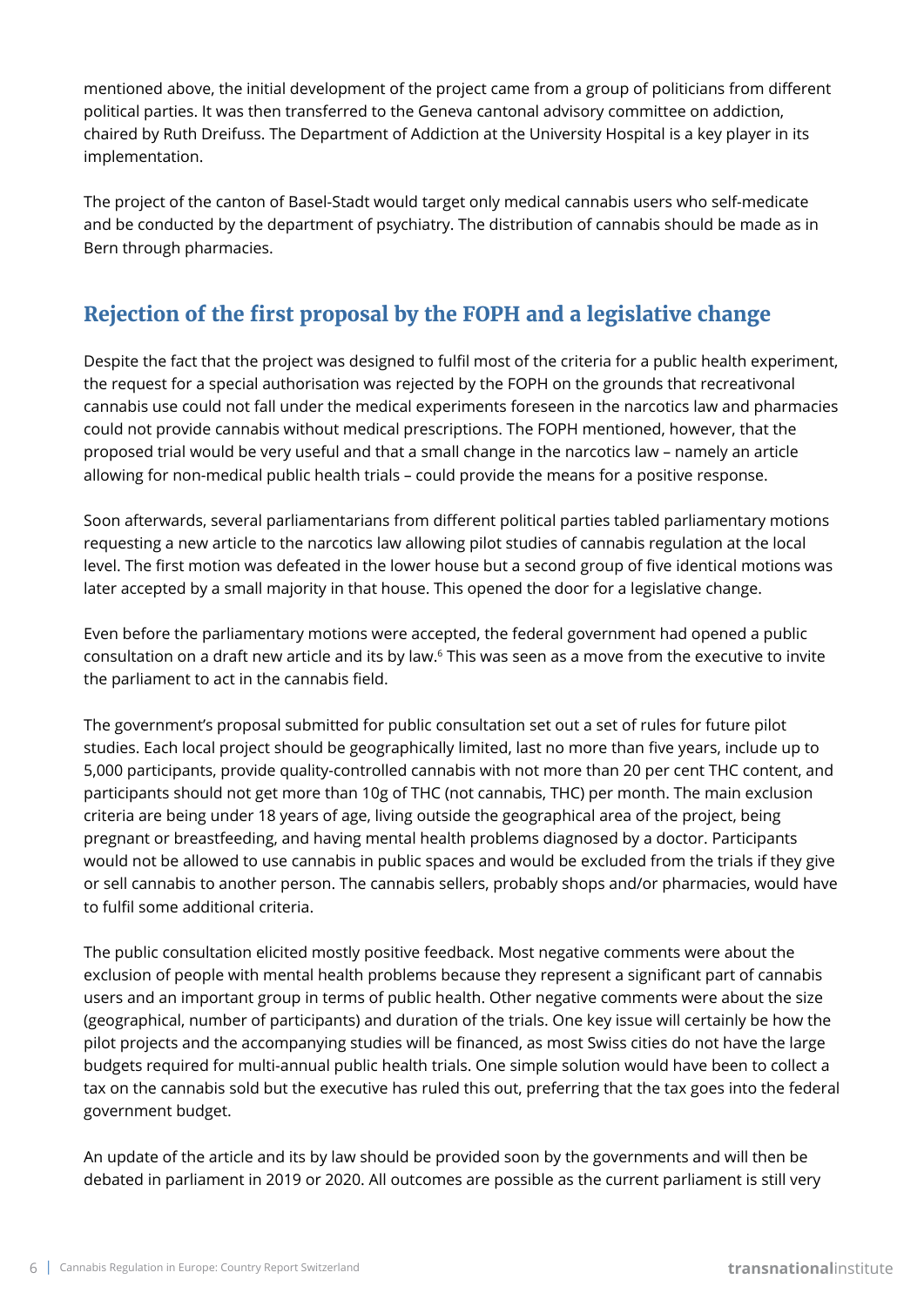mentioned above, the initial development of the project came from a group of politicians from different political parties. It was then transferred to the Geneva cantonal advisory committee on addiction, chaired by Ruth Dreifuss. The Department of Addiction at the University Hospital is a key player in its implementation.

The project of the canton of Basel-Stadt would target only medical cannabis users who self-medicate and be conducted by the department of psychiatry. The distribution of cannabis should be made as in Bern through pharmacies.

## Rejection of the first proposal by the FOPH and a legislative change

Despite the fact that the project was designed to fulfil most of the criteria for a public health experiment, the request for a special authorisation was rejected by the FOPH on the grounds that recreativonal cannabis use could not fall under the medical experiments foreseen in the narcotics law and pharmacies could not provide cannabis without medical prescriptions. The FOPH mentioned, however, that the proposed trial would be very useful and that a small change in the narcotics law – namely an article allowing for non-medical public health trials – could provide the means for a positive response.

Soon afterwards, several parliamentarians from different political parties tabled parliamentary motions requesting a new article to the narcotics law allowing pilot studies of cannabis regulation at the local level. The first motion was defeated in the lower house but a second group of five identical motions was later accepted by a small majority in that house. This opened the door for a legislative change.

Even before the parliamentary motions were accepted, the federal government had opened a public consultation on a draft new article and its by law.[6] This was seen as a move from the executive to invite the parliament to act in the cannabis field.

The government's proposal submitted for public consultation set out a set of rules for future pilot studies. Each local project should be geographically limited, last no more than five years, include up to 5,000 participants, provide quality-controlled cannabis with not more than 20 per cent THC content, and participants should not get more than 10g of THC (not cannabis, THC) per month. The main exclusion criteria are being under 18 years of age, living outside the geographical area of the project, being pregnant or breastfeeding, and having mental health problems diagnosed by a doctor. Participants would not be allowed to use cannabis in public spaces and would be excluded from the trials if they give or sell cannabis to another person. The cannabis sellers, probably shops and/or pharmacies, would have to fulfil some additional criteria.

The public consultation elicited mostly positive feedback. Most negative comments were about the exclusion of people with mental health problems because they represent a significant part of cannabis users and an important group in terms of public health. Other negative comments were about the size (geographical, number of participants) and duration of the trials. One key issue will certainly be how the pilot projects and the accompanying studies will be financed, as most Swiss cities do not have the large budgets required for multi-annual public health trials. One simple solution would have been to collect a tax on the cannabis sold but the executive has ruled this out, preferring that the tax goes into the federal government budget.

An update of the article and its by law should be provided soon by the governments and will then be debated in parliament in 2019 or 2020. All outcomes are possible as the current parliament is still very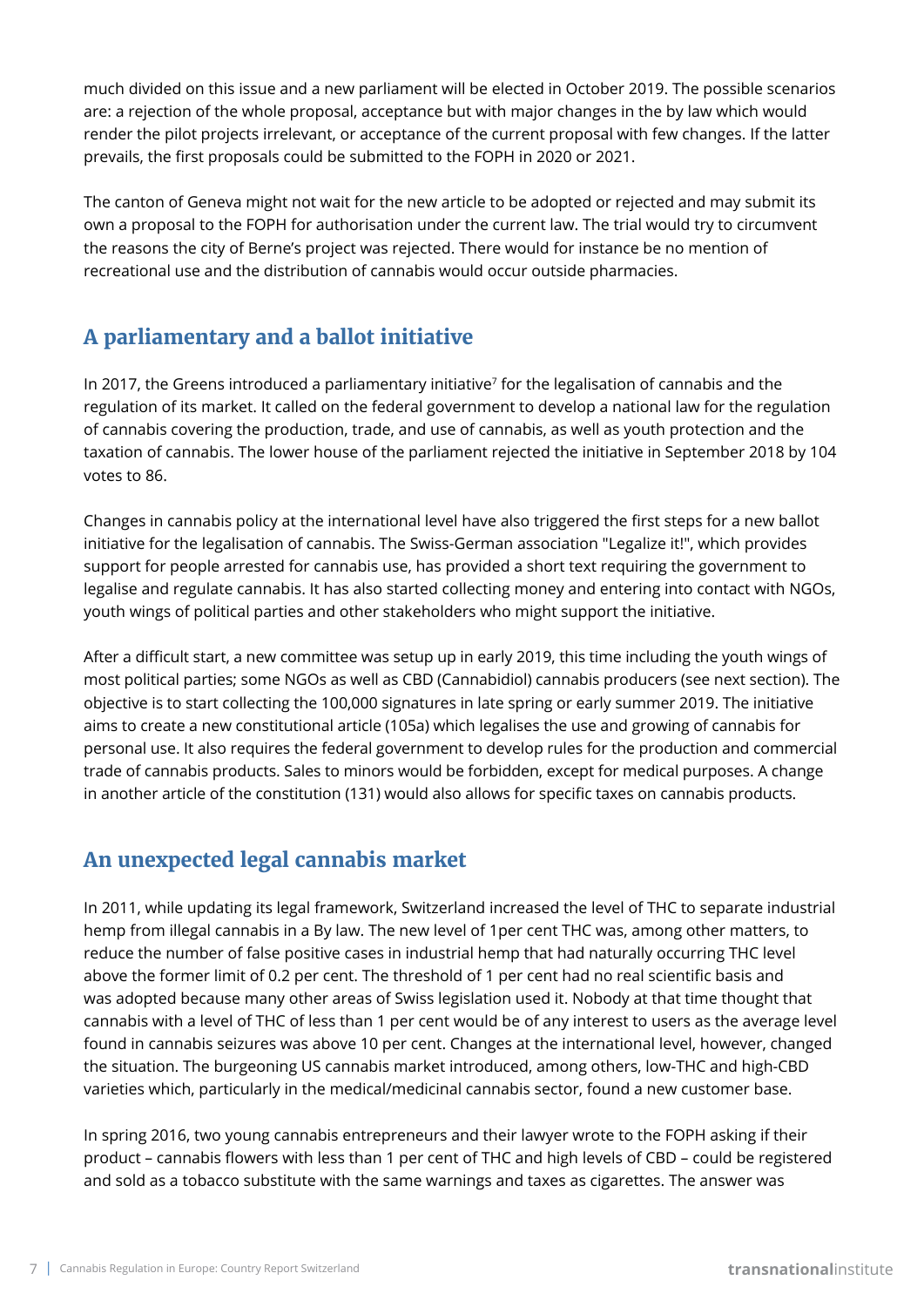much divided on this issue and a new parliament will be elected in October 2019. The possible scenarios are: a rejection of the whole proposal, acceptance but with major changes in the by law which would render the pilot projects irrelevant, or acceptance of the current proposal with few changes. If the latter prevails, the first proposals could be submitted to the FOPH in 2020 or 2021.

The canton of Geneva might not wait for the new article to be adopted or rejected and may submit its own a proposal to the FOPH for authorisation under the current law. The trial would try to circumvent the reasons the city of Berne's project was rejected. There would for instance be no mention of recreational use and the distribution of cannabis would occur outside pharmacies.

## A parliamentary and a ballot initiative

In 2017, the Greens introduced a parliamentary initiative[7] for the legalisation of cannabis and the regulation of its market. It called on the federal government to develop a national law for the regulation of cannabis covering the production, trade, and use of cannabis, as well as youth protection and the taxation of cannabis. The lower house of the parliament rejected the initiative in September 2018 by 104 votes to 86.

Changes in cannabis policy at the international level have also triggered the first steps for a new ballot initiative for the legalisation of cannabis. The Swiss-German association "Legalize it!", which provides support for people arrested for cannabis use, has provided a short text requiring the government to legalise and regulate cannabis. It has also started collecting money and entering into contact with NGOs, youth wings of political parties and other stakeholders who might support the initiative.

After a difficult start, a new committee was setup up in early 2019, this time including the youth wings of most political parties; some NGOs as well as CBD (Cannabidiol) cannabis producers (see next section). The objective is to start collecting the 100,000 signatures in late spring or early summer 2019. The initiative aims to create a new constitutional article (105a) which legalises the use and growing of cannabis for personal use. It also requires the federal government to develop rules for the production and commercial trade of cannabis products. Sales to minors would be forbidden, except for medical purposes. A change in another article of the constitution (131) would also allows for specific taxes on cannabis products.

## An unexpected legal cannabis market

In 2011, while updating its legal framework, Switzerland increased the level of THC to separate industrial hemp from illegal cannabis in a By law. The new level of 1per cent THC was, among other matters, to reduce the number of false positive cases in industrial hemp that had naturally occurring THC level above the former limit of 0.2 per cent. The threshold of 1 per cent had no real scientific basis and was adopted because many other areas of Swiss legislation used it. Nobody at that time thought that cannabis with a level of THC of less than 1 per cent would be of any interest to users as the average level found in cannabis seizures was above 10 per cent. Changes at the international level, however, changed the situation. The burgeoning US cannabis market introduced, among others, low-THC and high-CBD varieties which, particularly in the medical/medicinal cannabis sector, found a new customer base.

In spring 2016, two young cannabis entrepreneurs and their lawyer wrote to the FOPH asking if their product – cannabis flowers with less than 1 per cent of THC and high levels of CBD – could be registered and sold as a tobacco substitute with the same warnings and taxes as cigarettes. The answer was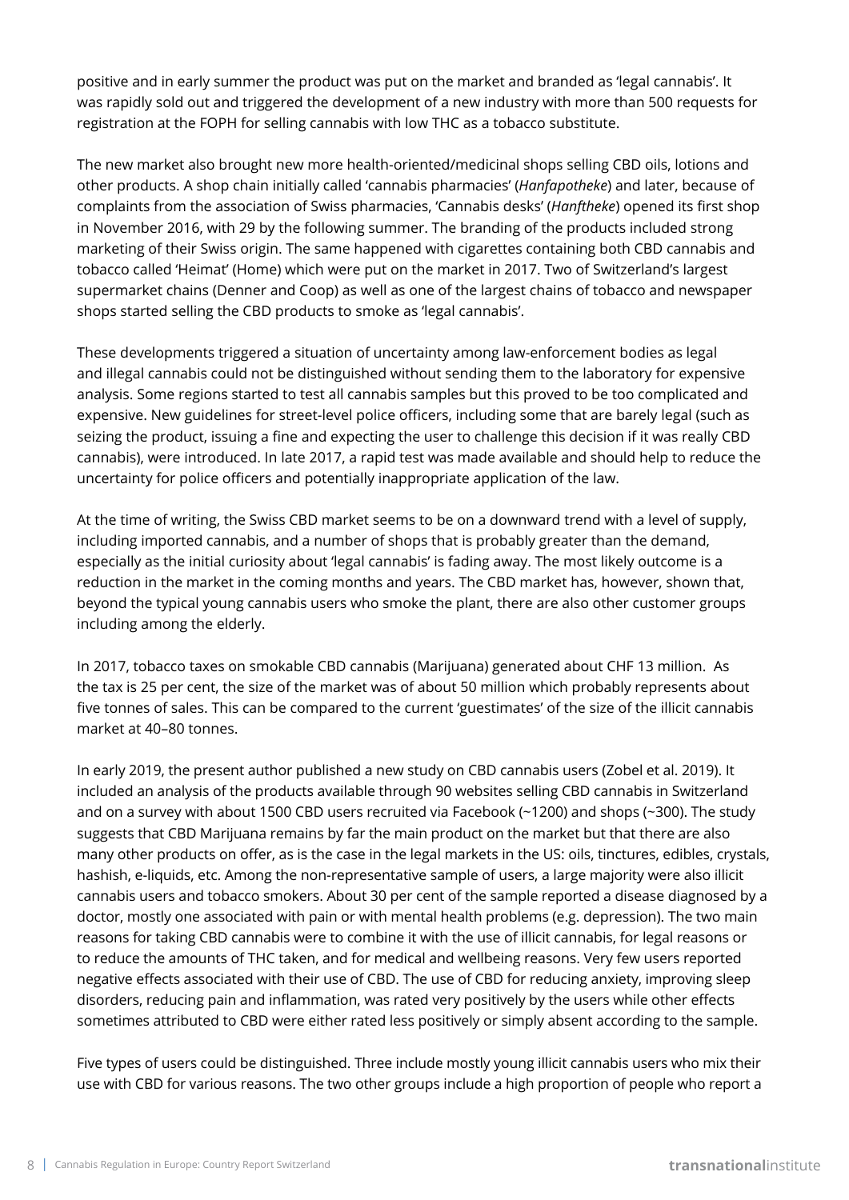positive and in early summer the product was put on the market and branded as 'legal cannabis'. It was rapidly sold out and triggered the development of a new industry with more than 500 requests for registration at the FOPH for selling cannabis with low THC as a tobacco substitute.

The new market also brought new more health-oriented/medicinal shops selling CBD oils, lotions and other products. A shop chain initially called 'cannabis pharmacies' (*Hanfapotheke*) and later, because of complaints from the association of Swiss pharmacies, 'Cannabis desks' (*Hanftheke*) opened its first shop in November 2016, with 29 by the following summer. The branding of the products included strong marketing of their Swiss origin. The same happened with cigarettes containing both CBD cannabis and tobacco called 'Heimat' (Home) which were put on the market in 2017. Two of Switzerland's largest supermarket chains (Denner and Coop) as well as one of the largest chains of tobacco and newspaper shops started selling the CBD products to smoke as 'legal cannabis'.

These developments triggered a situation of uncertainty among law-enforcement bodies as legal and illegal cannabis could not be distinguished without sending them to the laboratory for expensive analysis. Some regions started to test all cannabis samples but this proved to be too complicated and expensive. New guidelines for street-level police officers, including some that are barely legal (such as seizing the product, issuing a fine and expecting the user to challenge this decision if it was really CBD cannabis), were introduced. In late 2017, a rapid test was made available and should help to reduce the uncertainty for police officers and potentially inappropriate application of the law.

At the time of writing, the Swiss CBD market seems to be on a downward trend with a level of supply, including imported cannabis, and a number of shops that is probably greater than the demand, especially as the initial curiosity about 'legal cannabis' is fading away. The most likely outcome is a reduction in the market in the coming months and years. The CBD market has, however, shown that, beyond the typical young cannabis users who smoke the plant, there are also other customer groups including among the elderly.

In 2017, tobacco taxes on smokable CBD cannabis (Marijuana) generated about CHF 13 million. As the tax is 25 per cent, the size of the market was of about 50 million which probably represents about five tonnes of sales. This can be compared to the current 'guestimates' of the size of the illicit cannabis market at 40–80 tonnes.

In early 2019, the present author published a new study on CBD cannabis users (Zobel et al. 2019). It included an analysis of the products available through 90 websites selling CBD cannabis in Switzerland and on a survey with about 1500 CBD users recruited via Facebook (~1200) and shops (~300). The study suggests that CBD Marijuana remains by far the main product on the market but that there are also many other products on offer, as is the case in the legal markets in the US: oils, tinctures, edibles, crystals, hashish, e-liquids, etc. Among the non-representative sample of users, a large majority were also illicit cannabis users and tobacco smokers. About 30 per cent of the sample reported a disease diagnosed by a doctor, mostly one associated with pain or with mental health problems (e.g. depression). The two main reasons for taking CBD cannabis were to combine it with the use of illicit cannabis, for legal reasons or to reduce the amounts of THC taken, and for medical and wellbeing reasons. Very few users reported negative effects associated with their use of CBD. The use of CBD for reducing anxiety, improving sleep disorders, reducing pain and inflammation, was rated very positively by the users while other effects sometimes attributed to CBD were either rated less positively or simply absent according to the sample.

Five types of users could be distinguished. Three include mostly young illicit cannabis users who mix their use with CBD for various reasons. The two other groups include a high proportion of people who report a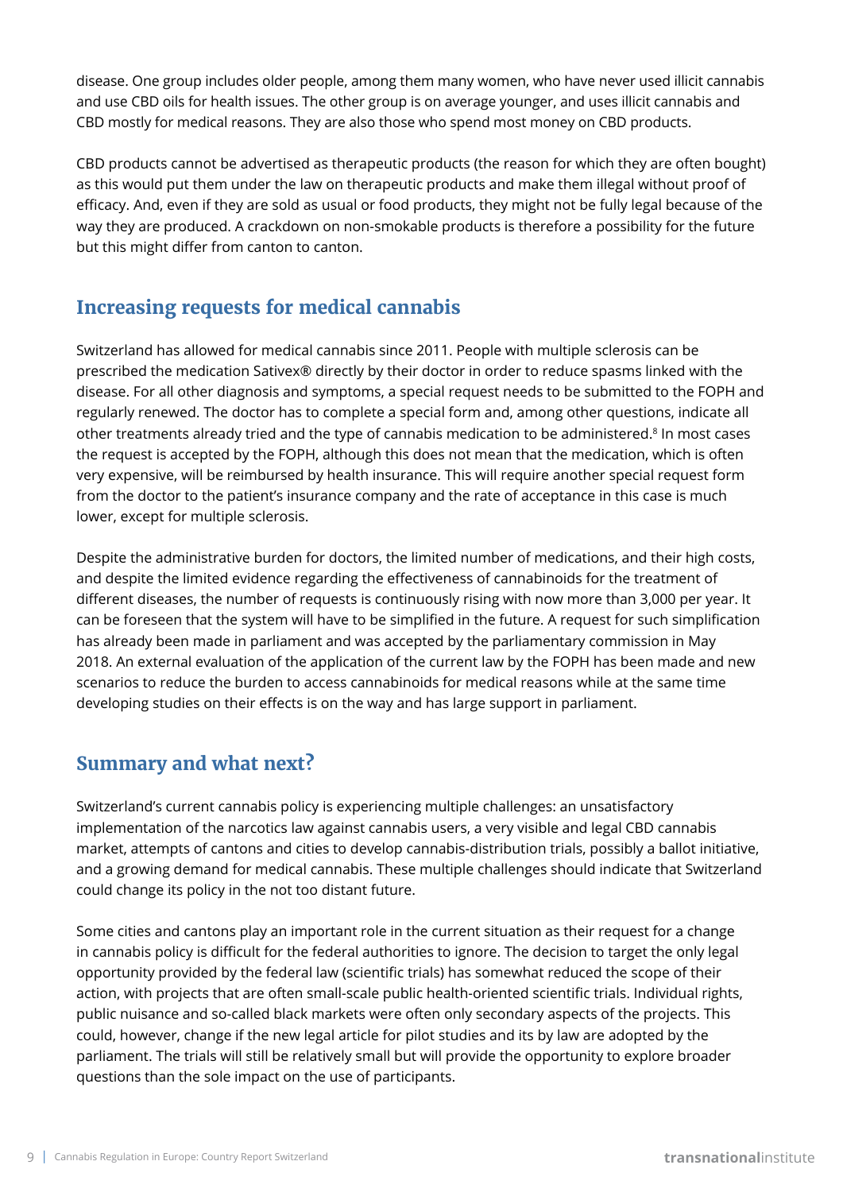disease. One group includes older people, among them many women, who have never used illicit cannabis and use CBD oils for health issues. The other group is on average younger, and uses illicit cannabis and CBD mostly for medical reasons. They are also those who spend most money on CBD products.

CBD products cannot be advertised as therapeutic products (the reason for which they are often bought) as this would put them under the law on therapeutic products and make them illegal without proof of efficacy. And, even if they are sold as usual or food products, they might not be fully legal because of the way they are produced. A crackdown on non-smokable products is therefore a possibility for the future but this might differ from canton to canton.

## Increasing requests for medical cannabis

Switzerland has allowed for medical cannabis since 2011. People with multiple sclerosis can be prescribed the medication Sativex® directly by their doctor in order to reduce spasms linked with the disease. For all other diagnosis and symptoms, a special request needs to be submitted to the FOPH and regularly renewed. The doctor has to complete a special form and, among other questions, indicate all other treatments already tried and the type of cannabis medication to be administered.[8] In most cases the request is accepted by the FOPH, although this does not mean that the medication, which is often very expensive, will be reimbursed by health insurance. This will require another special request form from the doctor to the patient's insurance company and the rate of acceptance in this case is much lower, except for multiple sclerosis.

Despite the administrative burden for doctors, the limited number of medications, and their high costs, and despite the limited evidence regarding the effectiveness of cannabinoids for the treatment of different diseases, the number of requests is continuously rising with now more than 3,000 per year. It can be foreseen that the system will have to be simplified in the future. A request for such simplification has already been made in parliament and was accepted by the parliamentary commission in May 2018. An external evaluation of the application of the current law by the FOPH has been made and new scenarios to reduce the burden to access cannabinoids for medical reasons while at the same time developing studies on their effects is on the way and has large support in parliament.

## Summary and what next?

Switzerland's current cannabis policy is experiencing multiple challenges: an unsatisfactory implementation of the narcotics law against cannabis users, a very visible and legal CBD cannabis market, attempts of cantons and cities to develop cannabis-distribution trials, possibly a ballot initiative, and a growing demand for medical cannabis. These multiple challenges should indicate that Switzerland could change its policy in the not too distant future.

Some cities and cantons play an important role in the current situation as their request for a change in cannabis policy is difficult for the federal authorities to ignore. The decision to target the only legal opportunity provided by the federal law (scientific trials) has somewhat reduced the scope of their action, with projects that are often small-scale public health-oriented scientific trials. Individual rights, public nuisance and so-called black markets were often only secondary aspects of the projects. This could, however, change if the new legal article for pilot studies and its by law are adopted by the parliament. The trials will still be relatively small but will provide the opportunity to explore broader questions than the sole impact on the use of participants.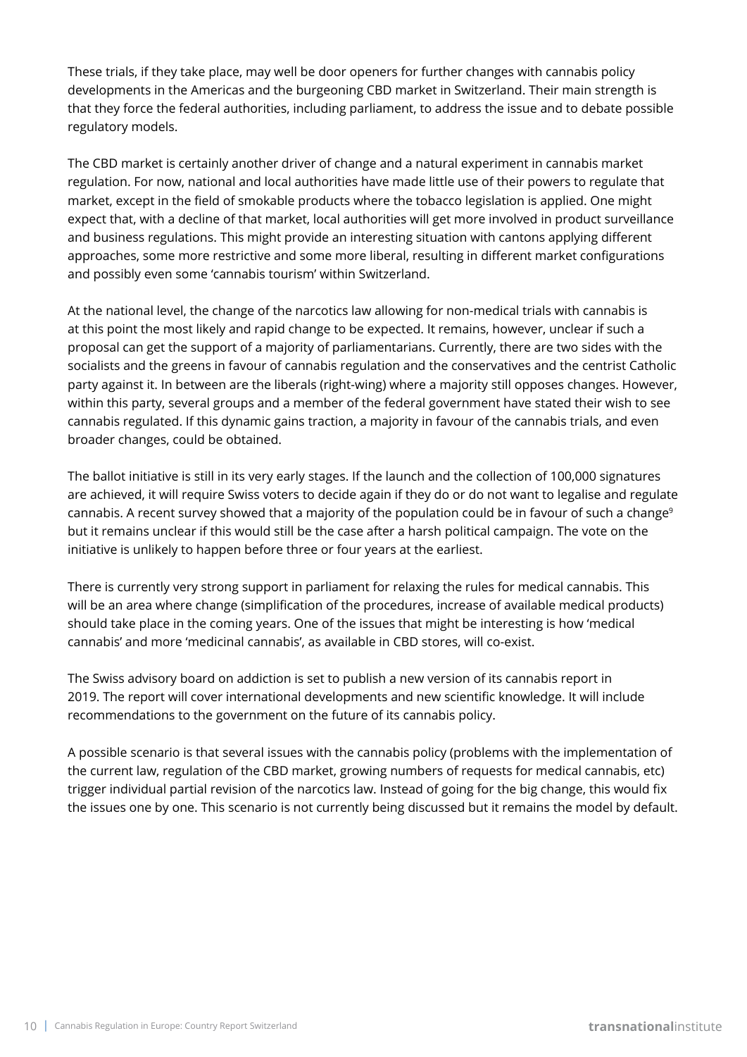These trials, if they take place, may well be door openers for further changes with cannabis policy developments in the Americas and the burgeoning CBD market in Switzerland. Their main strength is that they force the federal authorities, including parliament, to address the issue and to debate possible regulatory models.

The CBD market is certainly another driver of change and a natural experiment in cannabis market regulation. For now, national and local authorities have made little use of their powers to regulate that market, except in the field of smokable products where the tobacco legislation is applied. One might expect that, with a decline of that market, local authorities will get more involved in product surveillance and business regulations. This might provide an interesting situation with cantons applying different approaches, some more restrictive and some more liberal, resulting in different market configurations and possibly even some 'cannabis tourism' within Switzerland.

At the national level, the change of the narcotics law allowing for non-medical trials with cannabis is at this point the most likely and rapid change to be expected. It remains, however, unclear if such a proposal can get the support of a majority of parliamentarians. Currently, there are two sides with the socialists and the greens in favour of cannabis regulation and the conservatives and the centrist Catholic party against it. In between are the liberals (right-wing) where a majority still opposes changes. However, within this party, several groups and a member of the federal government have stated their wish to see cannabis regulated. If this dynamic gains traction, a majority in favour of the cannabis trials, and even broader changes, could be obtained.

The ballot initiative is still in its very early stages. If the launch and the collection of 100,000 signatures are achieved, it will require Swiss voters to decide again if they do or do not want to legalise and regulate cannabis. A recent survey showed that a majority of the population could be in favour of such a change[9] but it remains unclear if this would still be the case after a harsh political campaign. The vote on the initiative is unlikely to happen before three or four years at the earliest.

There is currently very strong support in parliament for relaxing the rules for medical cannabis. This will be an area where change (simplification of the procedures, increase of available medical products) should take place in the coming years. One of the issues that might be interesting is how 'medical cannabis' and more 'medicinal cannabis', as available in CBD stores, will co-exist.

The Swiss advisory board on addiction is set to publish a new version of its cannabis report in 2019. The report will cover international developments and new scientific knowledge. It will include recommendations to the government on the future of its cannabis policy.

A possible scenario is that several issues with the cannabis policy (problems with the implementation of the current law, regulation of the CBD market, growing numbers of requests for medical cannabis, etc) trigger individual partial revision of the narcotics law. Instead of going for the big change, this would fix the issues one by one. This scenario is not currently being discussed but it remains the model by default.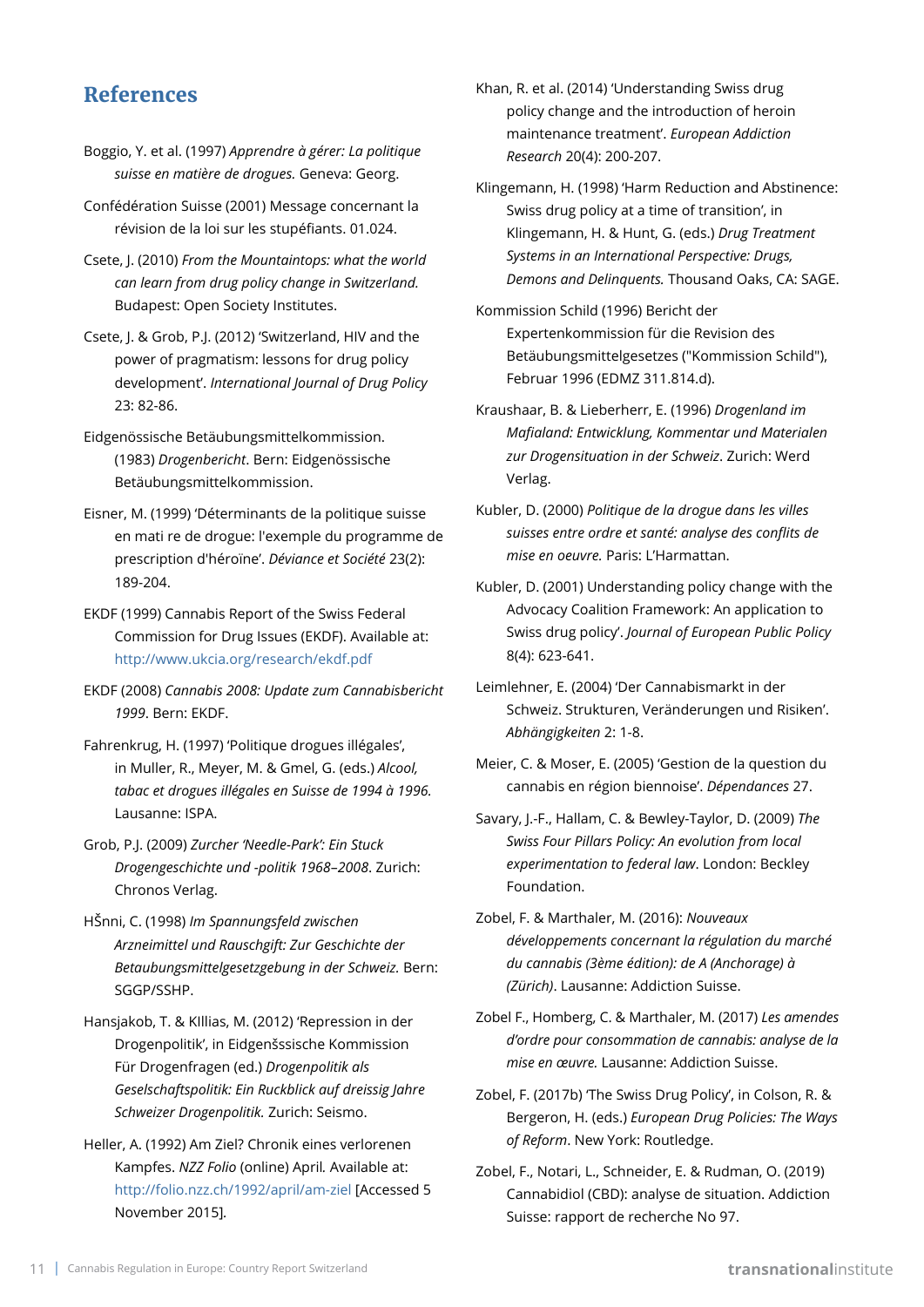## References

Boggio, Y. et al. (1997) *Apprendre à gérer: La politique suisse en matière de drogues.* Geneva: Georg.

Confédération Suisse (2001) Message concernant la révision de la loi sur les stupéfiants. 01.024.

Csete, J. (2010) *From the Mountaintops: what the world can learn from drug policy change in Switzerland.* Budapest: Open Society Institutes.

Csete, J. & Grob, P.J. (2012) 'Switzerland, HIV and the power of pragmatism: lessons for drug policy development'. *International Journal of Drug Policy* 23: 82-86.

Eidgenössische Betäubungsmittelkommission. (1983) *Drogenbericht*. Bern: Eidgenössische Betäubungsmittelkommission.

Eisner, M. (1999) 'Déterminants de la politique suisse en mati re de drogue: l'exemple du programme de prescription d'héroïne'. *Déviance et Société* 23(2): 189-204.

EKDF (1999) Cannabis Report of the Swiss Federal Commission for Drug Issues (EKDF). Available at: http://www.ukcia.org/research/ekdf.pdf

EKDF (2008) *Cannabis 2008: Update zum Cannabisbericht 1999*. Bern: EKDF.

Fahrenkrug, H. (1997) 'Politique drogues illégales', in Muller, R., Meyer, M. & Gmel, G. (eds.) *Alcool, tabac et drogues illégales en Suisse de 1994 à 1996.* Lausanne: ISPA.

Grob, P.J. (2009) *Zurcher 'Needle-Park': Ein Stuck Drogengeschichte und -politik 1968–2008*. Zurich: Chronos Verlag.

HŠnni, C. (1998) *Im Spannungsfeld zwischen Arzneimittel und Rauschgift: Zur Geschichte der Betaubungsmittelgesetzgebung in der Schweiz.* Bern: SGGP/SSHP.

Hansjakob, T. & KIllias, M. (2012) 'Repression in der Drogenpolitik', in Eidgenšssische Kommission Für Drogenfragen (ed.) *Drogenpolitik als Geselschaftspolitik: Ein Ruckblick auf dreissig Jahre Schweizer Drogenpolitik.* Zurich: Seismo.

Heller, A. (1992) Am Ziel? Chronik eines verlorenen Kampfes. *NZZ Folio* (online) April*.* Available at: http://folio.nzz.ch/1992/april/am-ziel [Accessed 5 November 2015].

Khan, R. et al. (2014) 'Understanding Swiss drug policy change and the introduction of heroin maintenance treatment'. *European Addiction Research* 20(4): 200-207.

Klingemann, H. (1998) 'Harm Reduction and Abstinence: Swiss drug policy at a time of transition', in Klingemann, H. & Hunt, G. (eds.) *Drug Treatment Systems in an International Perspective: Drugs, Demons and Delinquents.* Thousand Oaks, CA: SAGE.

Kommission Schild (1996) Bericht der Expertenkommission für die Revision des Betäubungsmittelgesetzes ("Kommission Schild"), Februar 1996 (EDMZ 311.814.d).

Kraushaar, B. & Lieberherr, E. (1996) *Drogenland im Mafialand: Entwicklung, Kommentar und Materialen zur Drogensituation in der Schweiz*. Zurich: Werd Verlag.

Kubler, D. (2000) *Politique de la drogue dans les villes suisses entre ordre et santé: analyse des conflits de mise en oeuvre.* Paris: L'Harmattan.

Kubler, D. (2001) Understanding policy change with the Advocacy Coalition Framework: An application to Swiss drug policy'. *Journal of European Public Policy* 8(4): 623-641.

Leimlehner, E. (2004) 'Der Cannabismarkt in der Schweiz. Strukturen, Veränderungen und Risiken'. *Abhängigkeiten* 2: 1-8.

Meier, C. & Moser, E. (2005) 'Gestion de la question du cannabis en région biennoise'. *Dépendances* 27.

Savary, J.-F., Hallam, C. & Bewley-Taylor, D. (2009) *The Swiss Four Pillars Policy: An evolution from local experimentation to federal law*. London: Beckley Foundation.

Zobel, F. & Marthaler, M. (2016): *Nouveaux développements concernant la régulation du marché du cannabis (3ème édition): de A (Anchorage) à (Zürich)*. Lausanne: Addiction Suisse.

Zobel F., Homberg, C. & Marthaler, M. (2017) *Les amendes d'ordre pour consommation de cannabis: analyse de la mise en œuvre.* Lausanne: Addiction Suisse.

Zobel, F. (2017b) 'The Swiss Drug Policy', in Colson, R. & Bergeron, H. (eds.) *European Drug Policies: The Ways of Reform*. New York: Routledge.

Zobel, F., Notari, L., Schneider, E. & Rudman, O. (2019) Cannabidiol (CBD): analyse de situation. Addiction Suisse: rapport de recherche No 97.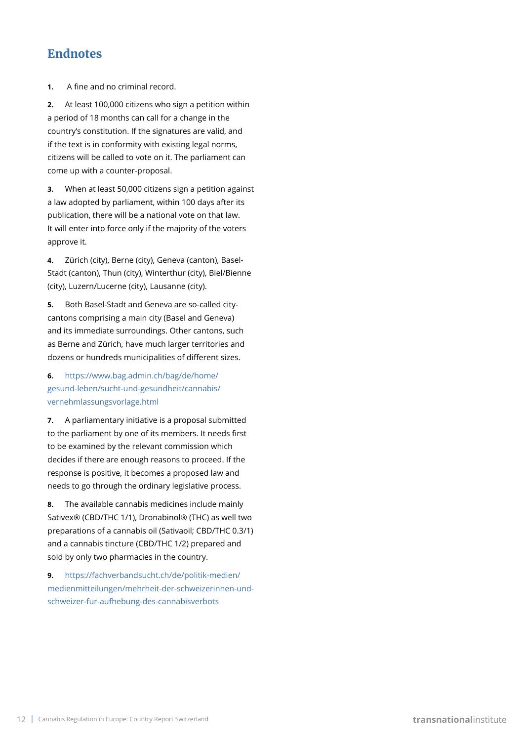## Endnotes

1. A fine and no criminal record.

2. At least 100,000 citizens who sign a petition within a period of 18 months can call for a change in the country's constitution. If the signatures are valid, and if the text is in conformity with existing legal norms, citizens will be called to vote on it. The parliament can come up with a counter-proposal.

3. When at least 50,000 citizens sign a petition against a law adopted by parliament, within 100 days after its publication, there will be a national vote on that law. It will enter into force only if the majority of the voters approve it.

4. Zürich (city), Berne (city), Geneva (canton), Basel-Stadt (canton), Thun (city), Winterthur (city), Biel/Bienne (city), Luzern/Lucerne (city), Lausanne (city).

5. Both Basel-Stadt and Geneva are so-called city-cantons comprising a main city (Basel and Geneva) and its immediate surroundings. Other cantons, such as Berne and Zürich, have much larger territories and dozens or hundreds municipalities of different sizes.

6. https://www.bag.admin.ch/bag/de/home/gesund-leben/sucht-und-gesundheit/cannabis/vernehmlassungsvorlage.html

7. A parliamentary initiative is a proposal submitted to the parliament by one of its members. It needs first to be examined by the relevant commission which decides if there are enough reasons to proceed. If the response is positive, it becomes a proposed law and needs to go through the ordinary legislative process.

8. The available cannabis medicines include mainly Sativex® (CBD/THC 1/1), Dronabinol® (THC) as well two preparations of a cannabis oil (Sativaoil; CBD/THC 0.3/1) and a cannabis tincture (CBD/THC 1/2) prepared and sold by only two pharmacies in the country.

9. https://fachverbandsucht.ch/de/politik-medien/medienmitteilungen/mehrheit-der-schweizerinnen-und-schweizer-fur-aufhebung-des-cannabisverbots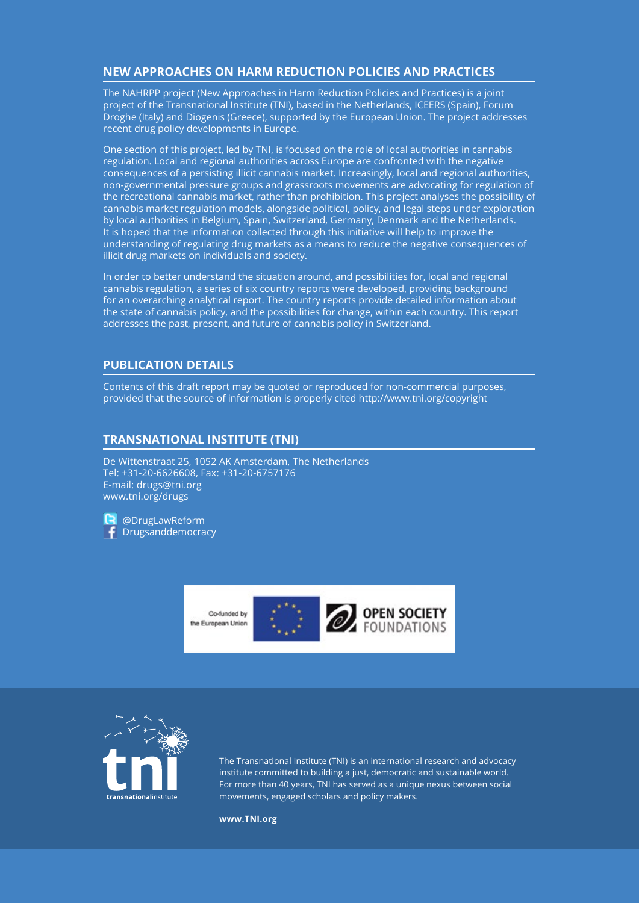## NEW APPROACHES ON HARM REDUCTION POLICIES AND PRACTICES

The NAHRPP project (New Approaches in Harm Reduction Policies and Practices) is a joint project of the Transnational Institute (TNI), based in the Netherlands, ICEERS (Spain), Forum Droghe (Italy) and Diogenis (Greece), supported by the European Union. The project addresses recent drug policy developments in Europe.

One section of this project, led by TNI, is focused on the role of local authorities in cannabis regulation. Local and regional authorities across Europe are confronted with the negative consequences of a persisting illicit cannabis market. Increasingly, local and regional authorities, non-governmental pressure groups and grassroots movements are advocating for regulation of the recreational cannabis market, rather than prohibition. This project analyses the possibility of cannabis market regulation models, alongside political, policy, and legal steps under exploration by local authorities in Belgium, Spain, Switzerland, Germany, Denmark and the Netherlands. It is hoped that the information collected through this initiative will help to improve the understanding of regulating drug markets as a means to reduce the negative consequences of illicit drug markets on individuals and society.

In order to better understand the situation around, and possibilities for, local and regional cannabis regulation, a series of six country reports were developed, providing background for an overarching analytical report. The country reports provide detailed information about the state of cannabis policy, and the possibilities for change, within each country. This report addresses the past, present, and future of cannabis policy in Switzerland.

## PUBLICATION DETAILS

Contents of this draft report may be quoted or reproduced for non-commercial purposes, provided that the source of information is properly cited http://www.tni.org/copyright

## TRANSNATIONAL INSTITUTE (TNI)

De Wittenstraat 25, 1052 AK Amsterdam, The Netherlands
Tel: +31-20-6626608, Fax: +31-20-6757176
E-mail: drugs@tni.org
www.tni.org/drugs

@DrugLawReform
Drugsanddemocracy

Co-funded by the European Union

OPEN SOCIETY FOUNDATIONS

tni transnationalinstitute

The Transnational Institute (TNI) is an international research and advocacy institute committed to building a just, democratic and sustainable world. For more than 40 years, TNI has served as a unique nexus between social movements, engaged scholars and policy makers.

**www.TNI.org**